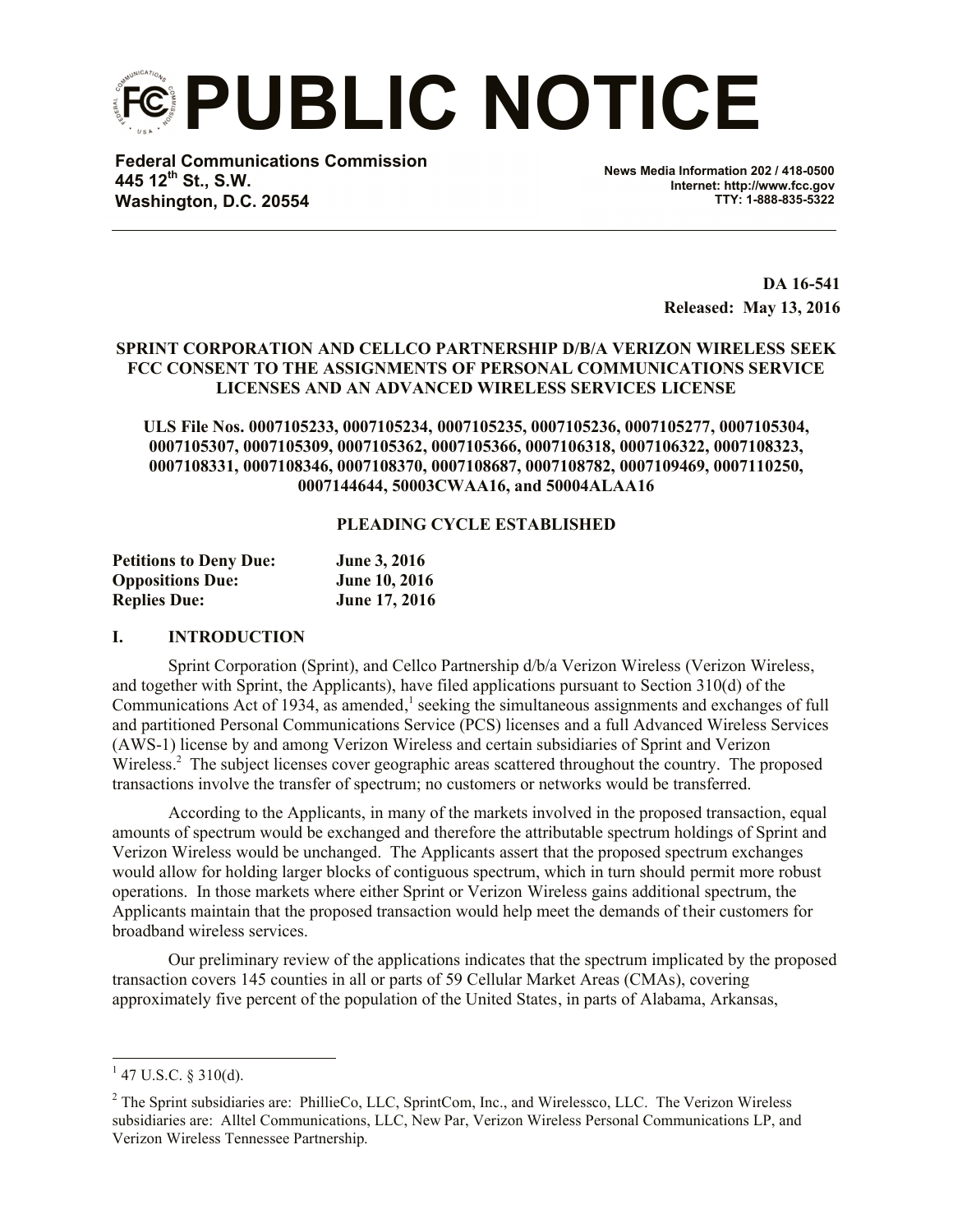# PUBLIC NOTICE

**Federal Communications Commission**
**445 12th St., S.W.**
**Washington, D.C. 20554**

**News Media Information 202 / 418-0500**
**Internet: http://www.fcc.gov**
**TTY: 1-888-835-5322**

**DA 16-541**
**Released: May 13, 2016**

**SPRINT CORPORATION AND CELLCO PARTNERSHIP D/B/A VERIZON WIRELESS SEEK FCC CONSENT TO THE ASSIGNMENTS OF PERSONAL COMMUNICATIONS SERVICE LICENSES AND AN ADVANCED WIRELESS SERVICES LICENSE**

**ULS File Nos. 0007105233, 0007105234, 0007105235, 0007105236, 0007105277, 0007105304, 0007105307, 0007105309, 0007105362, 0007105366, 0007106318, 0007106322, 0007108323, 0007108331, 0007108346, 0007108370, 0007108687, 0007108782, 0007109469, 0007110250, 0007144644, 50003CWAA16, and 50004ALAA16**

**PLEADING CYCLE ESTABLISHED**

| | |
|---|---|
| **Petitions to Deny Due:** | **June 3, 2016** |
| **Oppositions Due:** | **June 10, 2016** |
| **Replies Due:** | **June 17, 2016** |

## I. INTRODUCTION

Sprint Corporation (Sprint), and Cellco Partnership d/b/a Verizon Wireless (Verizon Wireless, and together with Sprint, the Applicants), have filed applications pursuant to Section 310(d) of the Communications Act of 1934, as amended,[1] seeking the simultaneous assignments and exchanges of full and partitioned Personal Communications Service (PCS) licenses and a full Advanced Wireless Services (AWS-1) license by and among Verizon Wireless and certain subsidiaries of Sprint and Verizon Wireless.[2] The subject licenses cover geographic areas scattered throughout the country. The proposed transactions involve the transfer of spectrum; no customers or networks would be transferred.

According to the Applicants, in many of the markets involved in the proposed transaction, equal amounts of spectrum would be exchanged and therefore the attributable spectrum holdings of Sprint and Verizon Wireless would be unchanged. The Applicants assert that the proposed spectrum exchanges would allow for holding larger blocks of contiguous spectrum, which in turn should permit more robust operations. In those markets where either Sprint or Verizon Wireless gains additional spectrum, the Applicants maintain that the proposed transaction would help meet the demands of their customers for broadband wireless services.

Our preliminary review of the applications indicates that the spectrum implicated by the proposed transaction covers 145 counties in all or parts of 59 Cellular Market Areas (CMAs), covering approximately five percent of the population of the United States, in parts of Alabama, Arkansas,

---

[1] 47 U.S.C. § 310(d).

[2] The Sprint subsidiaries are: PhillieCo, LLC, SprintCom, Inc., and Wirelessco, LLC. The Verizon Wireless subsidiaries are: Alltel Communications, LLC, New Par, Verizon Wireless Personal Communications LP, and Verizon Wireless Tennessee Partnership.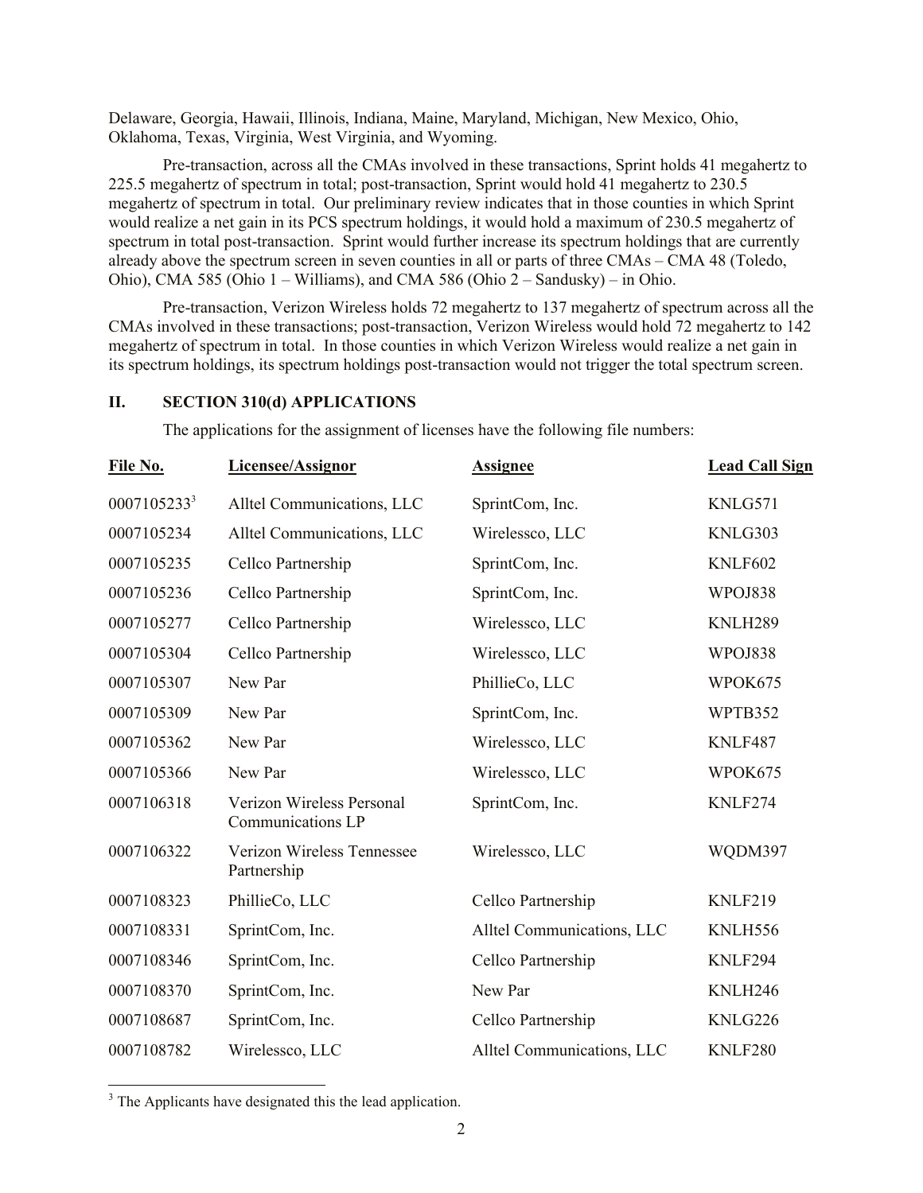Delaware, Georgia, Hawaii, Illinois, Indiana, Maine, Maryland, Michigan, New Mexico, Ohio, Oklahoma, Texas, Virginia, West Virginia, and Wyoming.

Pre-transaction, across all the CMAs involved in these transactions, Sprint holds 41 megahertz to 225.5 megahertz of spectrum in total; post-transaction, Sprint would hold 41 megahertz to 230.5 megahertz of spectrum in total. Our preliminary review indicates that in those counties in which Sprint would realize a net gain in its PCS spectrum holdings, it would hold a maximum of 230.5 megahertz of spectrum in total post-transaction. Sprint would further increase its spectrum holdings that are currently already above the spectrum screen in seven counties in all or parts of three CMAs – CMA 48 (Toledo, Ohio), CMA 585 (Ohio 1 – Williams), and CMA 586 (Ohio 2 – Sandusky) – in Ohio.

Pre-transaction, Verizon Wireless holds 72 megahertz to 137 megahertz of spectrum across all the CMAs involved in these transactions; post-transaction, Verizon Wireless would hold 72 megahertz to 142 megahertz of spectrum in total. In those counties in which Verizon Wireless would realize a net gain in its spectrum holdings, its spectrum holdings post-transaction would not trigger the total spectrum screen.

## II. SECTION 310(d) APPLICATIONS

The applications for the assignment of licenses have the following file numbers:

| File No. | Licensee/Assignor | Assignee | Lead Call Sign |
|---|---|---|---|
| 0007105233[3] | Alltel Communications, LLC | SprintCom, Inc. | KNLG571 |
| 0007105234 | Alltel Communications, LLC | Wirelessco, LLC | KNLG303 |
| 0007105235 | Cellco Partnership | SprintCom, Inc. | KNLF602 |
| 0007105236 | Cellco Partnership | SprintCom, Inc. | WPOJ838 |
| 0007105277 | Cellco Partnership | Wirelessco, LLC | KNLH289 |
| 0007105304 | Cellco Partnership | Wirelessco, LLC | WPOJ838 |
| 0007105307 | New Par | PhillieCo, LLC | WPOK675 |
| 0007105309 | New Par | SprintCom, Inc. | WPTB352 |
| 0007105362 | New Par | Wirelessco, LLC | KNLF487 |
| 0007105366 | New Par | Wirelessco, LLC | WPOK675 |
| 0007106318 | Verizon Wireless Personal Communications LP | SprintCom, Inc. | KNLF274 |
| 0007106322 | Verizon Wireless Tennessee Partnership | Wirelessco, LLC | WQDM397 |
| 0007108323 | PhillieCo, LLC | Cellco Partnership | KNLF219 |
| 0007108331 | SprintCom, Inc. | Alltel Communications, LLC | KNLH556 |
| 0007108346 | SprintCom, Inc. | Cellco Partnership | KNLF294 |
| 0007108370 | SprintCom, Inc. | New Par | KNLH246 |
| 0007108687 | SprintCom, Inc. | Cellco Partnership | KNLG226 |
| 0007108782 | Wirelessco, LLC | Alltel Communications, LLC | KNLF280 |

[3] The Applicants have designated this the lead application.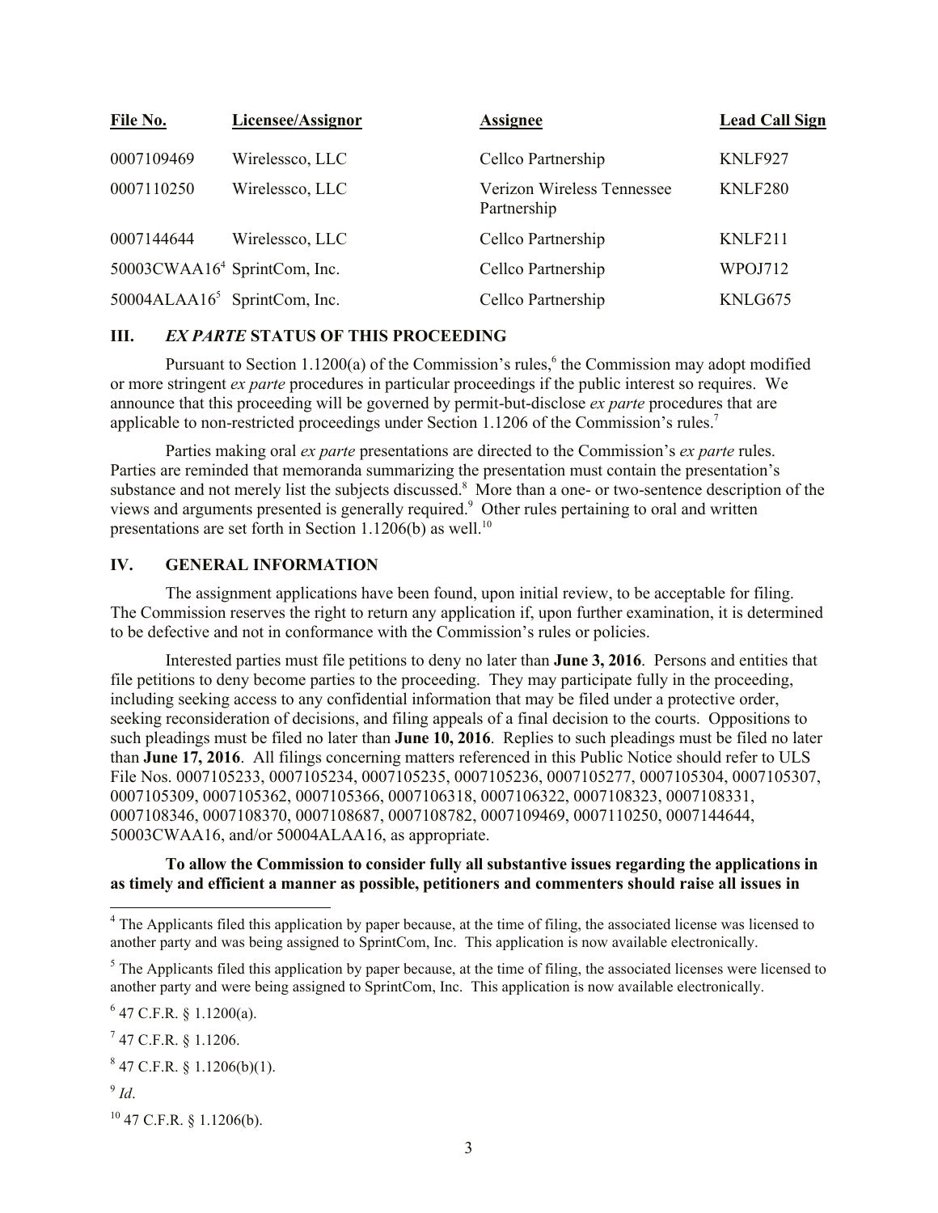| File No. | Licensee/Assignor | Assignee | Lead Call Sign |
|---|---|---|---|
| 0007109469 | Wirelessco, LLC | Cellco Partnership | KNLF927 |
| 0007110250 | Wirelessco, LLC | Verizon Wireless Tennessee Partnership | KNLF280 |
| 0007144644 | Wirelessco, LLC | Cellco Partnership | KNLF211 |
| 50003CWAA16[4] | SprintCom, Inc. | Cellco Partnership | WPOJ712 |
| 50004ALAA16[5] | SprintCom, Inc. | Cellco Partnership | KNLG675 |

## III. *EX PARTE* STATUS OF THIS PROCEEDING

Pursuant to Section 1.1200(a) of the Commission's rules,[6] the Commission may adopt modified or more stringent *ex parte* procedures in particular proceedings if the public interest so requires. We announce that this proceeding will be governed by permit-but-disclose *ex parte* procedures that are applicable to non-restricted proceedings under Section 1.1206 of the Commission's rules.[7]

Parties making oral *ex parte* presentations are directed to the Commission's *ex parte* rules. Parties are reminded that memoranda summarizing the presentation must contain the presentation's substance and not merely list the subjects discussed.[8] More than a one- or two-sentence description of the views and arguments presented is generally required.[9] Other rules pertaining to oral and written presentations are set forth in Section 1.1206(b) as well.[10]

## IV. GENERAL INFORMATION

The assignment applications have been found, upon initial review, to be acceptable for filing. The Commission reserves the right to return any application if, upon further examination, it is determined to be defective and not in conformance with the Commission's rules or policies.

Interested parties must file petitions to deny no later than **June 3, 2016**. Persons and entities that file petitions to deny become parties to the proceeding. They may participate fully in the proceeding, including seeking access to any confidential information that may be filed under a protective order, seeking reconsideration of decisions, and filing appeals of a final decision to the courts. Oppositions to such pleadings must be filed no later than **June 10, 2016**. Replies to such pleadings must be filed no later than **June 17, 2016**. All filings concerning matters referenced in this Public Notice should refer to ULS File Nos. 0007105233, 0007105234, 0007105235, 0007105236, 0007105277, 0007105304, 0007105307, 0007105309, 0007105362, 0007105366, 0007106318, 0007106322, 0007108323, 0007108331, 0007108346, 0007108370, 0007108687, 0007108782, 0007109469, 0007110250, 0007144644, 50003CWAA16, and/or 50004ALAA16, as appropriate.

**To allow the Commission to consider fully all substantive issues regarding the applications in as timely and efficient a manner as possible, petitioners and commenters should raise all issues in**

---

[4] The Applicants filed this application by paper because, at the time of filing, the associated license was licensed to another party and was being assigned to SprintCom, Inc. This application is now available electronically.

[5] The Applicants filed this application by paper because, at the time of filing, the associated licenses were licensed to another party and were being assigned to SprintCom, Inc. This application is now available electronically.

[6] 47 C.F.R. § 1.1200(a).

[7] 47 C.F.R. § 1.1206.

[8] 47 C.F.R. § 1.1206(b)(1).

[9] *Id*.

[10] 47 C.F.R. § 1.1206(b).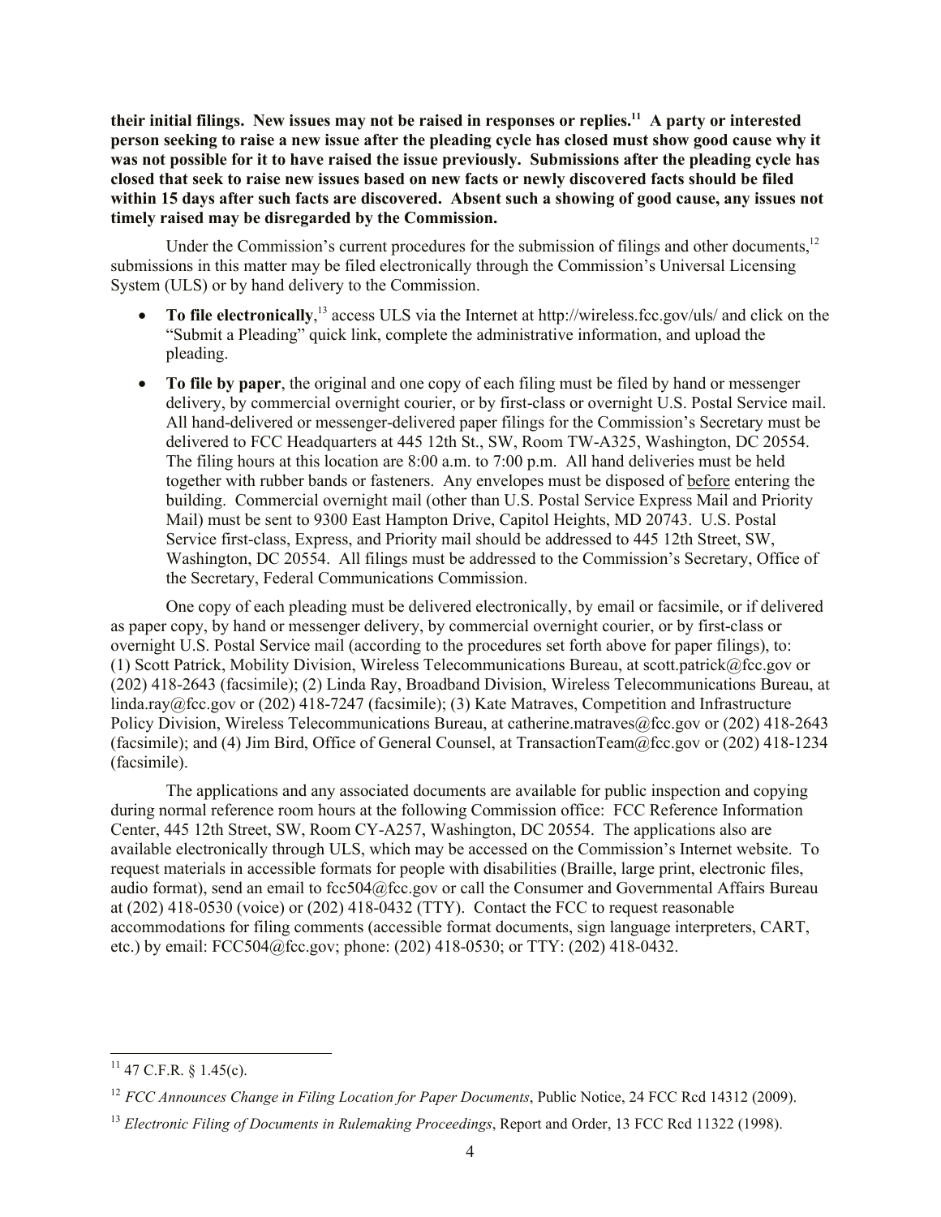**their initial filings. New issues may not be raised in responses or replies.[11] A party or interested person seeking to raise a new issue after the pleading cycle has closed must show good cause why it was not possible for it to have raised the issue previously. Submissions after the pleading cycle has closed that seek to raise new issues based on new facts or newly discovered facts should be filed within 15 days after such facts are discovered. Absent such a showing of good cause, any issues not timely raised may be disregarded by the Commission.**

Under the Commission's current procedures for the submission of filings and other documents,[12] submissions in this matter may be filed electronically through the Commission's Universal Licensing System (ULS) or by hand delivery to the Commission.

- **To file electronically**,[13] access ULS via the Internet at http://wireless.fcc.gov/uls/ and click on the "Submit a Pleading" quick link, complete the administrative information, and upload the pleading.
- **To file by paper**, the original and one copy of each filing must be filed by hand or messenger delivery, by commercial overnight courier, or by first-class or overnight U.S. Postal Service mail. All hand-delivered or messenger-delivered paper filings for the Commission's Secretary must be delivered to FCC Headquarters at 445 12th St., SW, Room TW-A325, Washington, DC 20554. The filing hours at this location are 8:00 a.m. to 7:00 p.m. All hand deliveries must be held together with rubber bands or fasteners. Any envelopes must be disposed of <u>before</u> entering the building. Commercial overnight mail (other than U.S. Postal Service Express Mail and Priority Mail) must be sent to 9300 East Hampton Drive, Capitol Heights, MD 20743. U.S. Postal Service first-class, Express, and Priority mail should be addressed to 445 12th Street, SW, Washington, DC 20554. All filings must be addressed to the Commission's Secretary, Office of the Secretary, Federal Communications Commission.

One copy of each pleading must be delivered electronically, by email or facsimile, or if delivered as paper copy, by hand or messenger delivery, by commercial overnight courier, or by first-class or overnight U.S. Postal Service mail (according to the procedures set forth above for paper filings), to: (1) Scott Patrick, Mobility Division, Wireless Telecommunications Bureau, at scott.patrick@fcc.gov or (202) 418-2643 (facsimile); (2) Linda Ray, Broadband Division, Wireless Telecommunications Bureau, at linda.ray@fcc.gov or (202) 418-7247 (facsimile); (3) Kate Matraves, Competition and Infrastructure Policy Division, Wireless Telecommunications Bureau, at catherine.matraves@fcc.gov or (202) 418-2643 (facsimile); and (4) Jim Bird, Office of General Counsel, at TransactionTeam@fcc.gov or (202) 418-1234 (facsimile).

The applications and any associated documents are available for public inspection and copying during normal reference room hours at the following Commission office: FCC Reference Information Center, 445 12th Street, SW, Room CY-A257, Washington, DC 20554. The applications also are available electronically through ULS, which may be accessed on the Commission's Internet website. To request materials in accessible formats for people with disabilities (Braille, large print, electronic files, audio format), send an email to fcc504@fcc.gov or call the Consumer and Governmental Affairs Bureau at (202) 418-0530 (voice) or (202) 418-0432 (TTY). Contact the FCC to request reasonable accommodations for filing comments (accessible format documents, sign language interpreters, CART, etc.) by email: FCC504@fcc.gov; phone: (202) 418-0530; or TTY: (202) 418-0432.

---

[11] 47 C.F.R. § 1.45(c).

[12] *FCC Announces Change in Filing Location for Paper Documents*, Public Notice, 24 FCC Rcd 14312 (2009).

[13] *Electronic Filing of Documents in Rulemaking Proceedings*, Report and Order, 13 FCC Rcd 11322 (1998).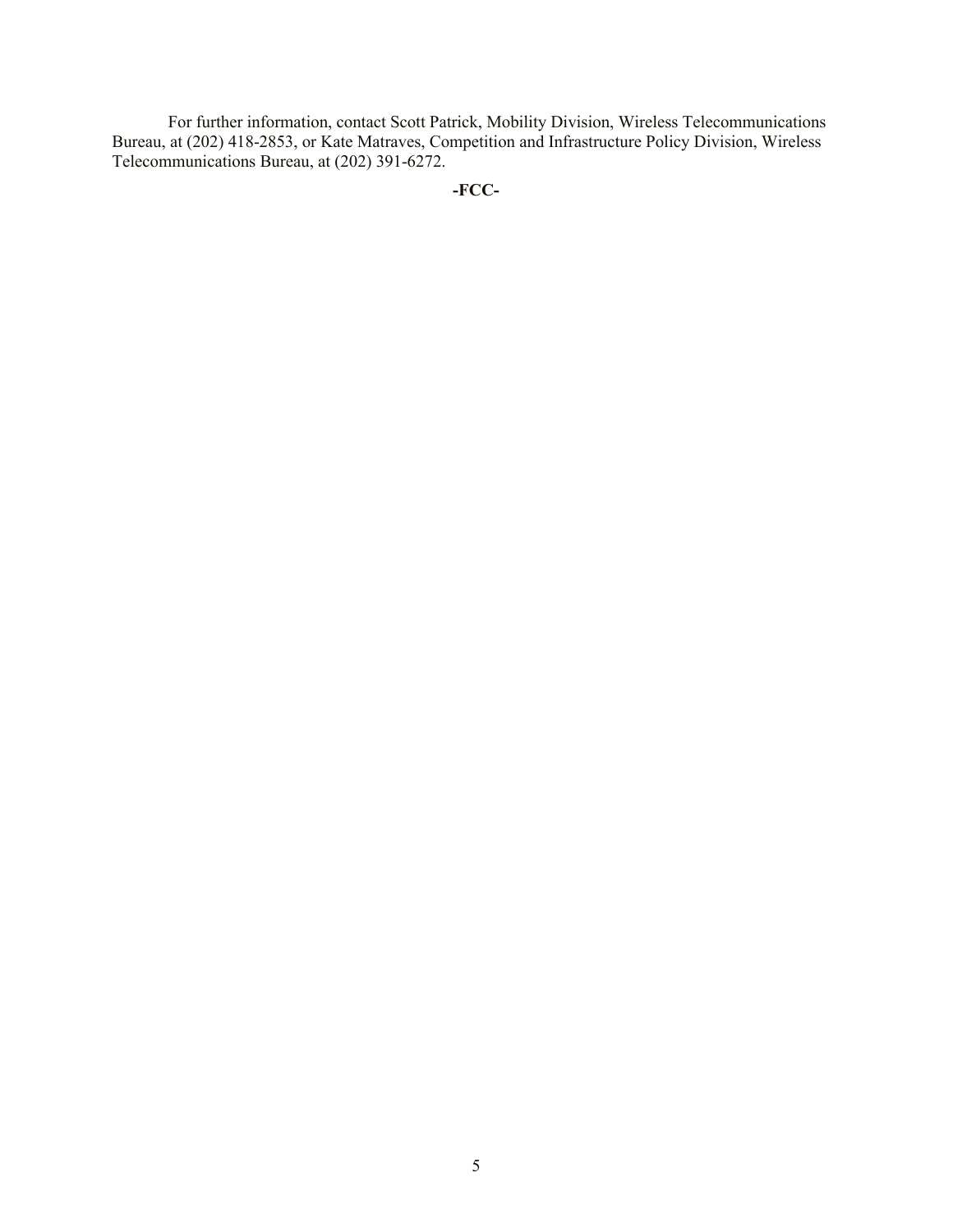For further information, contact Scott Patrick, Mobility Division, Wireless Telecommunications Bureau, at (202) 418-2853, or Kate Matraves, Competition and Infrastructure Policy Division, Wireless Telecommunications Bureau, at (202) 391-6272.

**-FCC-**